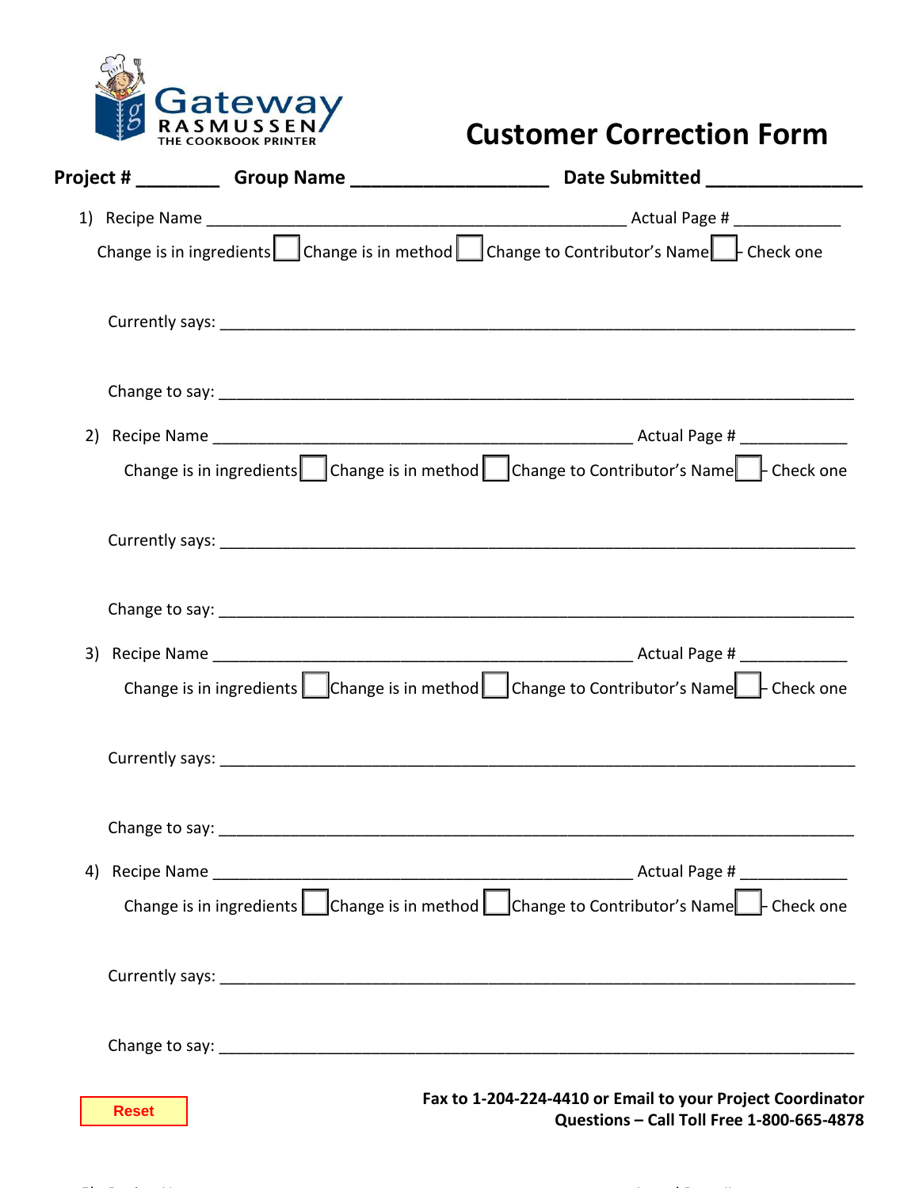Gateway RASMUSSEN THE COOKBOOK PRINTER

# Customer Correction Form

**Project # ________ Group Name __________________ Date Submitted _______________**

1) Recipe Name ______________________________________________ Actual Page # ___________

   Change is in ingredients ☐ Change is in method ☐ Change to Contributor's Name ☐ - Check one

   Currently says: ______________________________________________________________________

   Change to say: ______________________________________________________________________

2) Recipe Name ______________________________________________ Actual Page # ___________

   Change is in ingredients ☐ Change is in method ☐ Change to Contributor's Name ☐ - Check one

   Currently says: ______________________________________________________________________

   Change to say: ______________________________________________________________________

3) Recipe Name ______________________________________________ Actual Page # ___________

   Change is in ingredients ☐ Change is in method ☐ Change to Contributor's Name ☐ - Check one

   Currently says: ______________________________________________________________________

   Change to say: ______________________________________________________________________

4) Recipe Name ______________________________________________ Actual Page # ___________

   Change is in ingredients ☐ Change is in method ☐ Change to Contributor's Name ☐ - Check one

   Currently says: ______________________________________________________________________

   Change to say: ______________________________________________________________________

Reset

**Fax to 1-204-224-4410 or Email to your Project Coordinator**
**Questions – Call Toll Free 1-800-665-4878**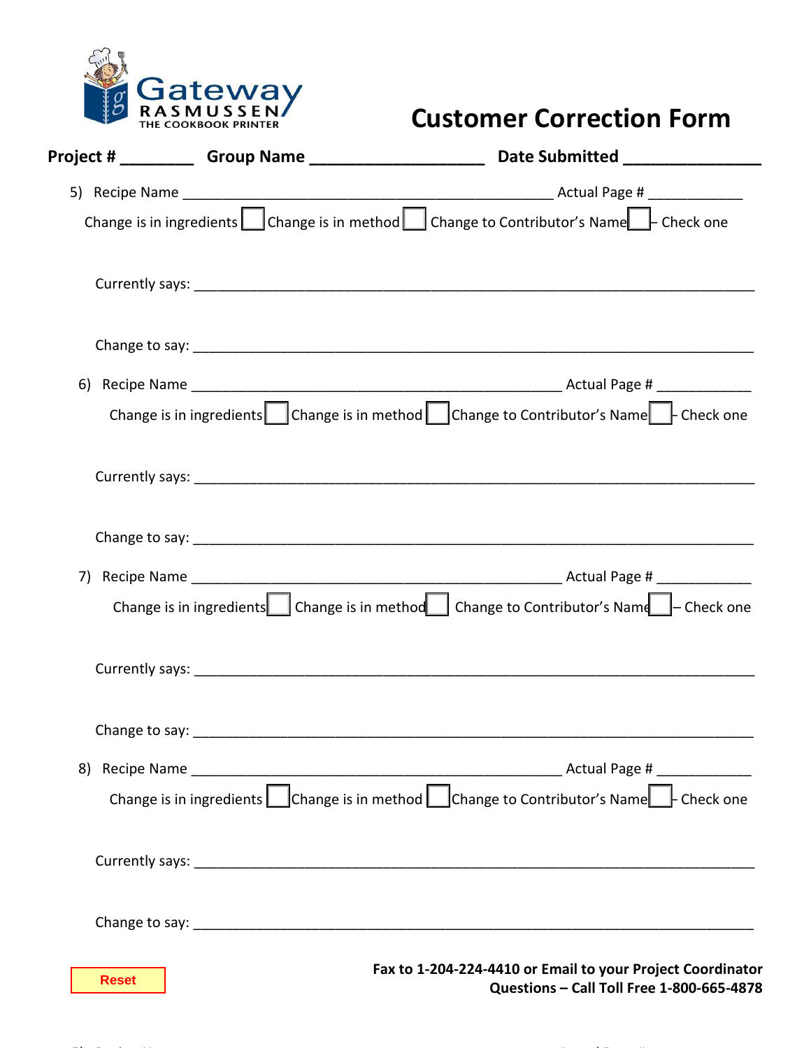Gateway RASMUSSEN THE COOKBOOK PRINTER

# Customer Correction Form

**Project #** ________ **Group Name** ___________________ **Date Submitted** _______________

5) Recipe Name _______________________________________________ Actual Page # ____________

Change is in ingredients ☐ Change is in method ☐ Change to Contributor's Name ☐ – Check one

Currently says: ________________________________________________________________________

Change to say: ________________________________________________________________________

6) Recipe Name _______________________________________________ Actual Page # ____________

Change is in ingredients ☐ Change is in method ☐ Change to Contributor's Name ☐ – Check one

Currently says: ________________________________________________________________________

Change to say: ________________________________________________________________________

7) Recipe Name _______________________________________________ Actual Page # ____________

Change is in ingredients ☐ Change is in method ☐ Change to Contributor's Name ☐ – Check one

Currently says: ________________________________________________________________________

Change to say: ________________________________________________________________________

8) Recipe Name _______________________________________________ Actual Page # ____________

Change is in ingredients ☐ Change is in method ☐ Change to Contributor's Name ☐ – Check one

Currently says: ________________________________________________________________________

Change to say: ________________________________________________________________________

Reset

**Fax to 1-204-224-4410 or Email to your Project Coordinator**
**Questions – Call Toll Free 1-800-665-4878**